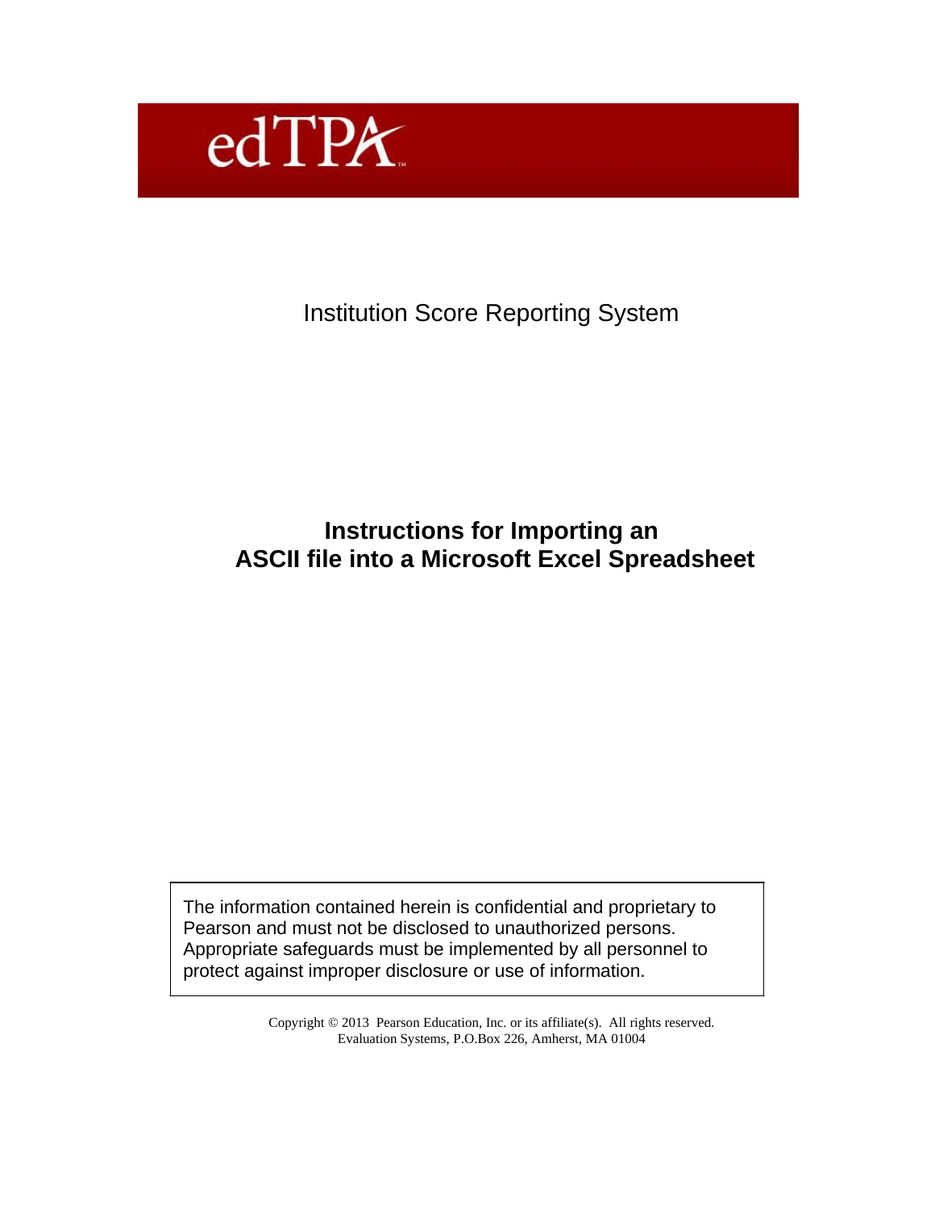edTPA

Institution Score Reporting System

# Instructions for Importing an ASCII file into a Microsoft Excel Spreadsheet

The information contained herein is confidential and proprietary to Pearson and must not be disclosed to unauthorized persons. Appropriate safeguards must be implemented by all personnel to protect against improper disclosure or use of information.

Copyright © 2013 Pearson Education, Inc. or its affiliate(s). All rights reserved.
Evaluation Systems, P.O.Box 226, Amherst, MA 01004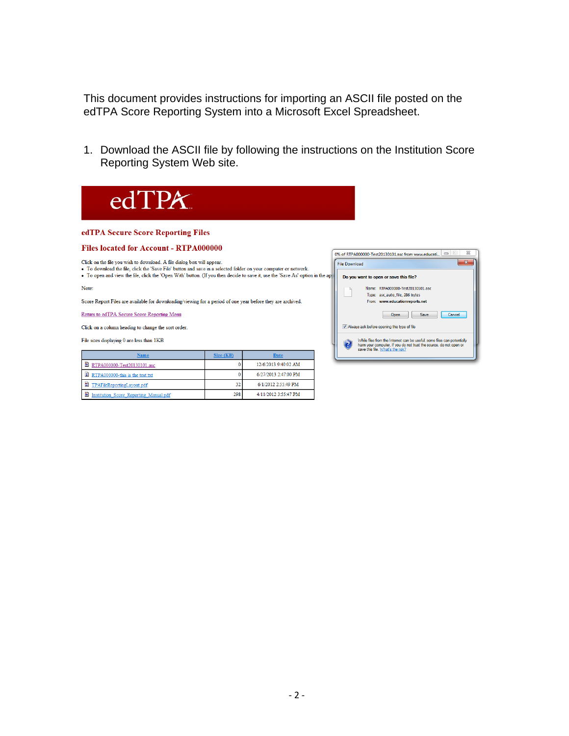This document provides instructions for importing an ASCII file posted on the edTPA Score Reporting System into a Microsoft Excel Spreadsheet.

1. Download the ASCII file by following the instructions on the Institution Score Reporting System Web site.

edTPA

**edTPA Secure Score Reporting Files**

**Files located for Account - RTPA000000**

Click on the file you wish to download. A file dialog box will appear.

- To download the file, click the 'Save File' button and save in a selected folder on your computer or network.
- To open and view the file, click the 'Open With' button. (If you then decide to save it, use the 'Save As' option in the ap

Note:

Score Report Files are available for downloading/viewing for a period of one year before they are archived.

Return to edTPA Secure Score Reporting Menu

Click on a column heading to change the sort order.

File sizes displaying 0 are less than 1KB

| Name | Size (KB) | Date |
|---|---|---|
| RTPA000000-Test20130101.asc | 0 | 12/6/2013 9:40:02 AM |
| RTPA000000-this is the test.txt | 0 | 6/27/2013 2:47:00 PM |
| TPAFileReportingLayout.pdf | 32 | 6/1/2012 2:55:49 PM |
| Institution_Score_Reporting_Manual.pdf | 298 | 4/11/2012 3:55:47 PM |

0% of RTPA000000-Test20130101.asc from www.educati...

File Download

**Do you want to open or save this file?**

Name: RTPA000000-Test20130101.asc
Type: asc_auto_file, 286 bytes
From: **www.educationreports.net**

Open | Save | Cancel

Always ask before opening this type of file

While files from the Internet can be useful, some files can potentially harm your computer. If you do not trust the source, do not open or save this file. What's the risk?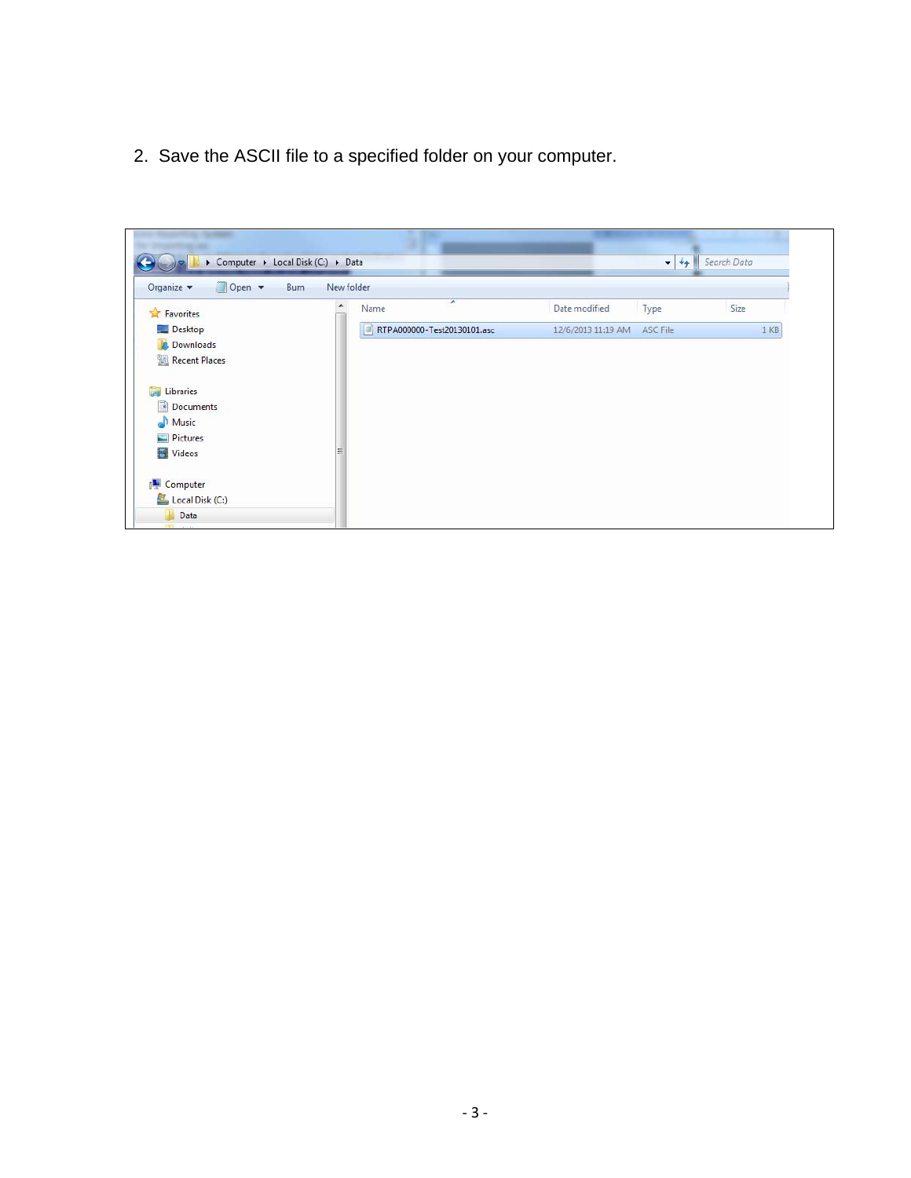2. Save the ASCII file to a specified folder on your computer.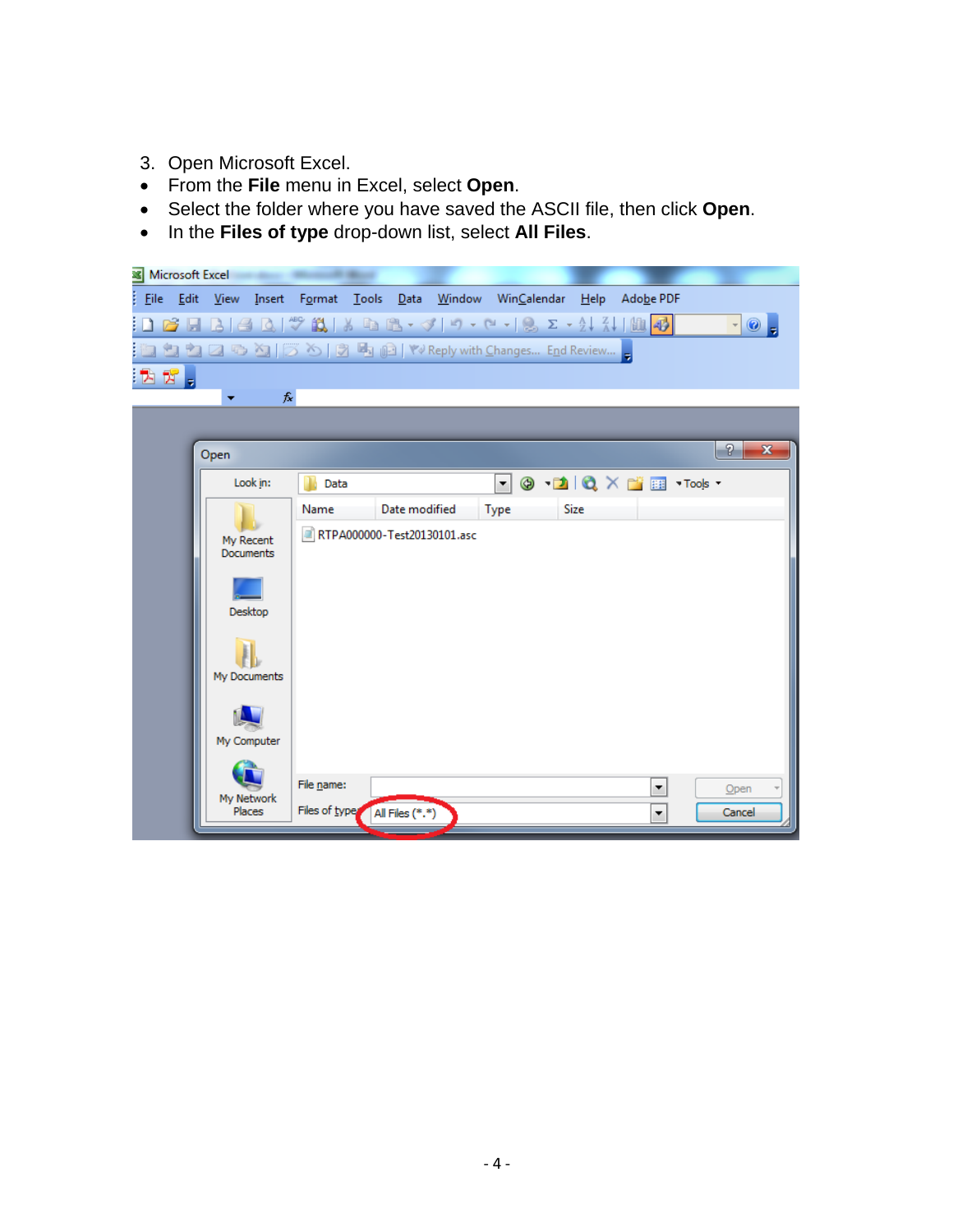3. Open Microsoft Excel.

- From the **File** menu in Excel, select **Open**.
- Select the folder where you have saved the ASCII file, then click **Open**.
- In the **Files of type** drop-down list, select **All Files**.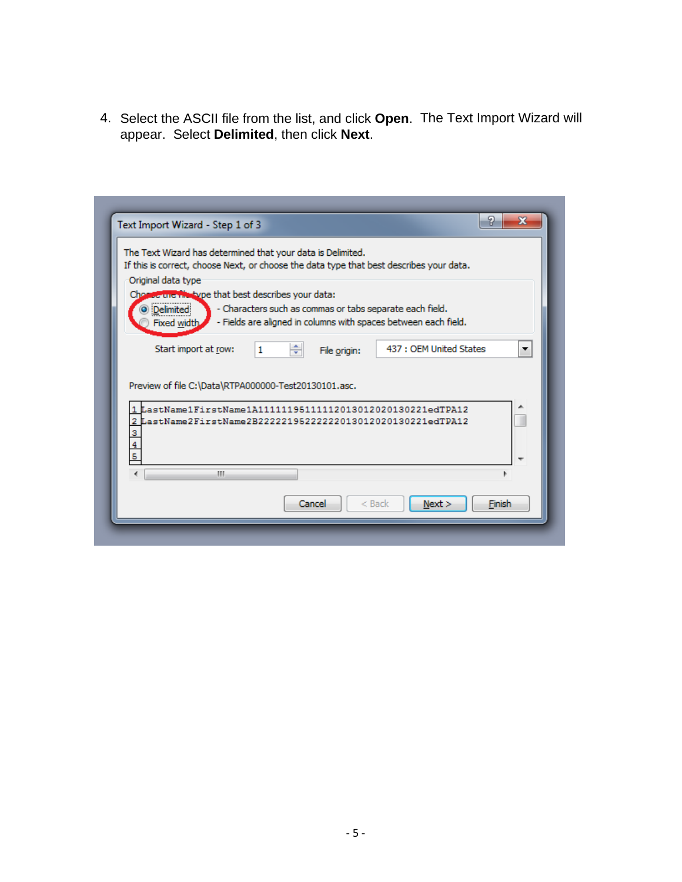4. Select the ASCII file from the list, and click **Open**. The Text Import Wizard will appear. Select **Delimited**, then click **Next**.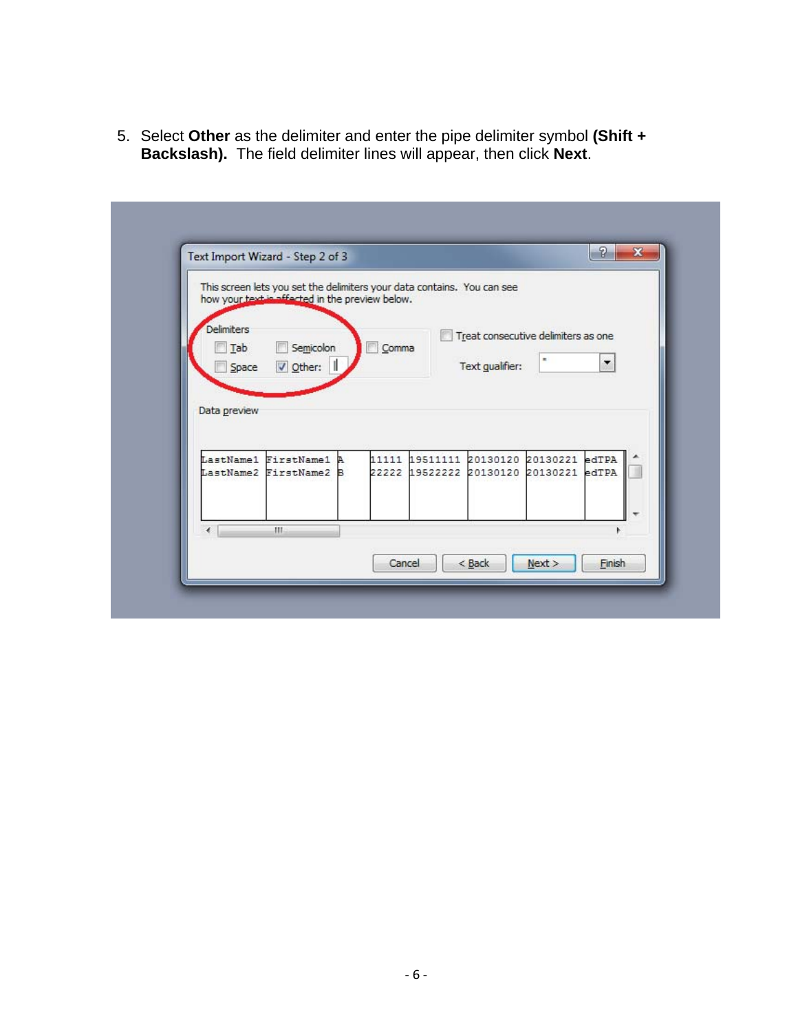5. Select **Other** as the delimiter and enter the pipe delimiter symbol **(Shift + Backslash).** The field delimiter lines will appear, then click **Next**.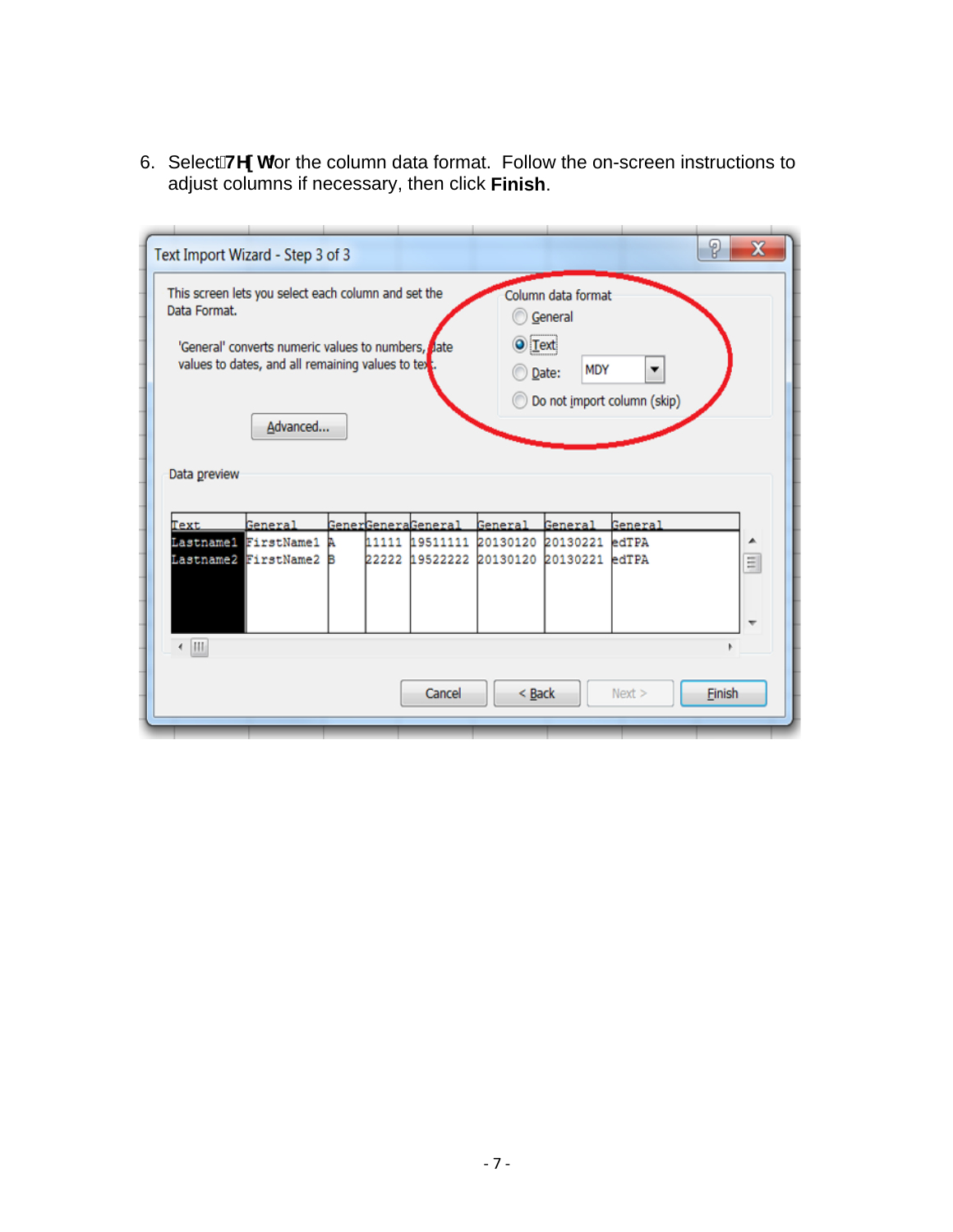6. Select **Text** for the column data format. Follow the on-screen instructions to adjust columns if necessary, then click **Finish**.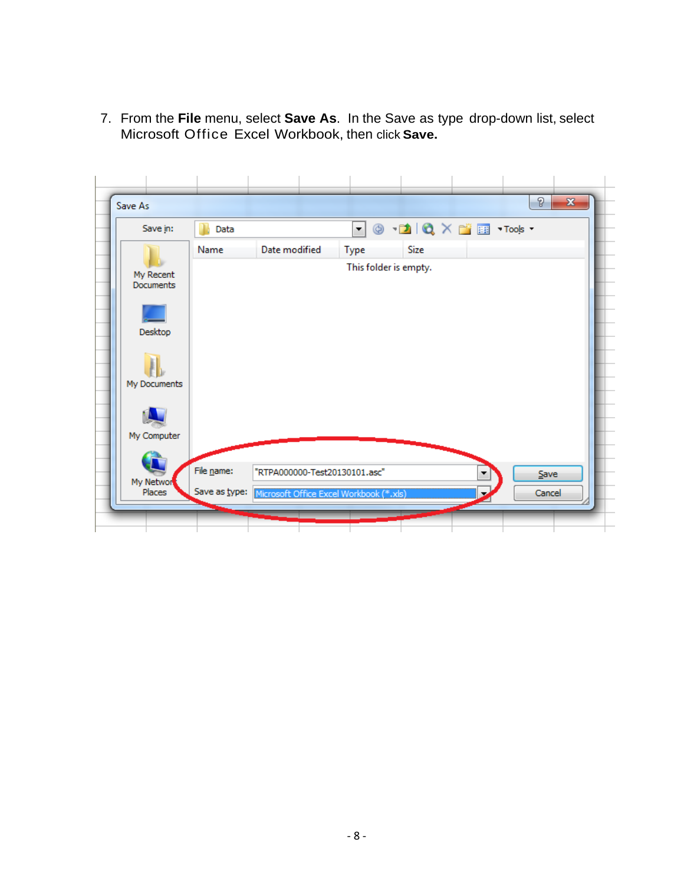7. From the **File** menu, select **Save As**. In the Save as type drop-down list, select Microsoft Office Excel Workbook, then click **Save.**